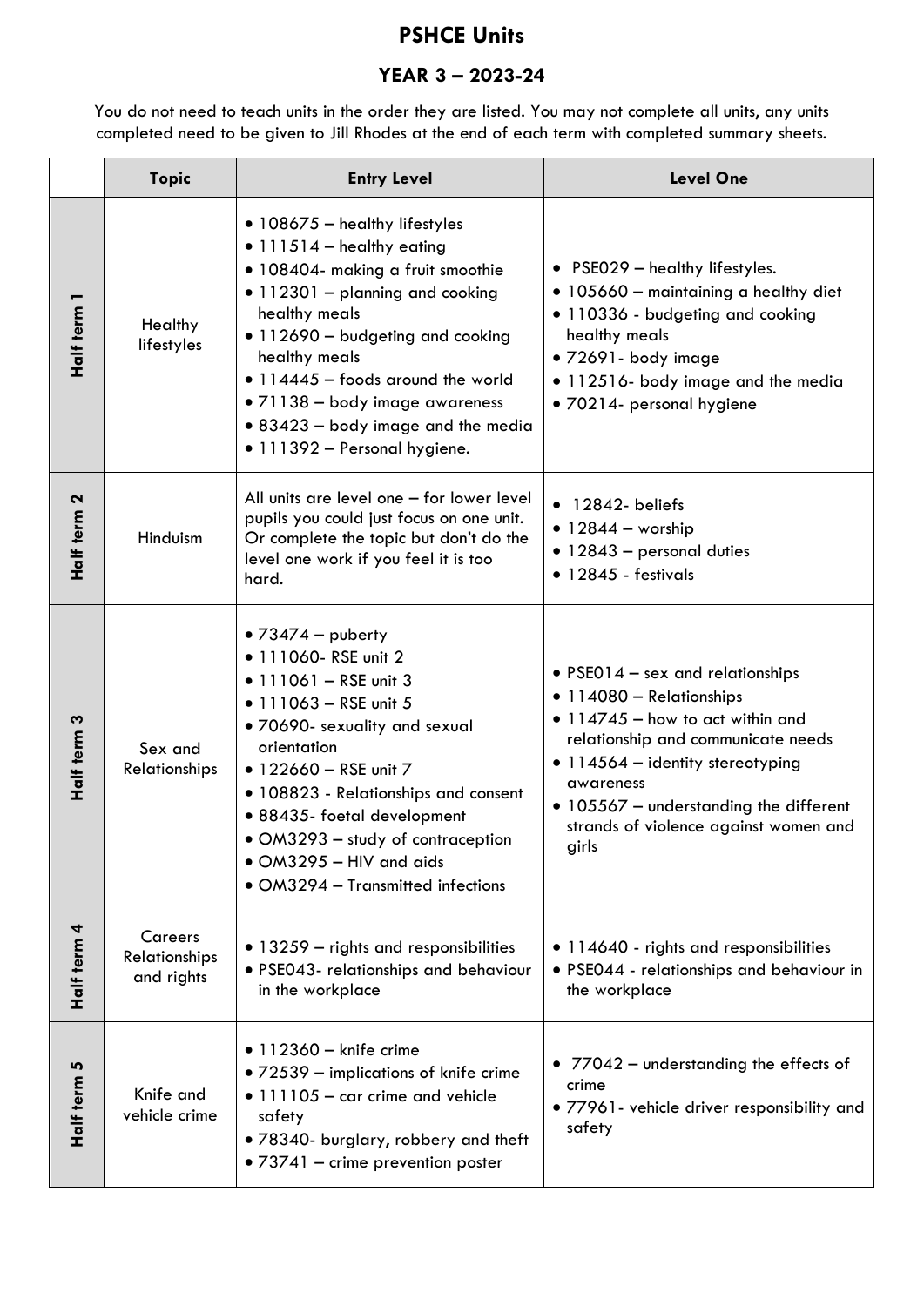# PSHCE Units

## YEAR 3 – 2023-24

You do not need to teach units in the order they are listed. You may not complete all units, any units completed need to be given to Jill Rhodes at the end of each term with completed summary sheets.

| | Topic | Entry Level | Level One |
|---|---|---|---|
| Half term 1 | Healthy lifestyles | • 108675 – healthy lifestyles<br>• 111514 – healthy eating<br>• 108404- making a fruit smoothie<br>• 112301 – planning and cooking healthy meals<br>• 112690 – budgeting and cooking healthy meals<br>• 114445 – foods around the world<br>• 71138 – body image awareness<br>• 83423 – body image and the media<br>• 111392 – Personal hygiene. | • PSE029 – healthy lifestyles.<br>• 105660 – maintaining a healthy diet<br>• 110336 - budgeting and cooking healthy meals<br>• 72691- body image<br>• 112516- body image and the media<br>• 70214- personal hygiene |
| Half term 2 | Hinduism | All units are level one – for lower level pupils you could just focus on one unit. Or complete the topic but don't do the level one work if you feel it is too hard. | • 12842- beliefs<br>• 12844 – worship<br>• 12843 – personal duties<br>• 12845 - festivals |
| Half term 3 | Sex and Relationships | • 73474 – puberty<br>• 111060- RSE unit 2<br>• 111061 – RSE unit 3<br>• 111063 – RSE unit 5<br>• 70690- sexuality and sexual orientation<br>• 122660 – RSE unit 7<br>• 108823 - Relationships and consent<br>• 88435- foetal development<br>• OM3293 – study of contraception<br>• OM3295 – HIV and aids<br>• OM3294 – Transmitted infections | • PSE014 – sex and relationships<br>• 114080 – Relationships<br>• 114745 – how to act within and relationship and communicate needs<br>• 114564 – identity stereotyping awareness<br>• 105567 – understanding the different strands of violence against women and girls |
| Half term 4 | Careers Relationships and rights | • 13259 – rights and responsibilities<br>• PSE043- relationships and behaviour in the workplace | • 114640 - rights and responsibilities<br>• PSE044 - relationships and behaviour in the workplace |
| Half term 5 | Knife and vehicle crime | • 112360 – knife crime<br>• 72539 – implications of knife crime<br>• 111105 – car crime and vehicle safety<br>• 78340- burglary, robbery and theft<br>• 73741 – crime prevention poster | • 77042 – understanding the effects of crime<br>• 77961- vehicle driver responsibility and safety |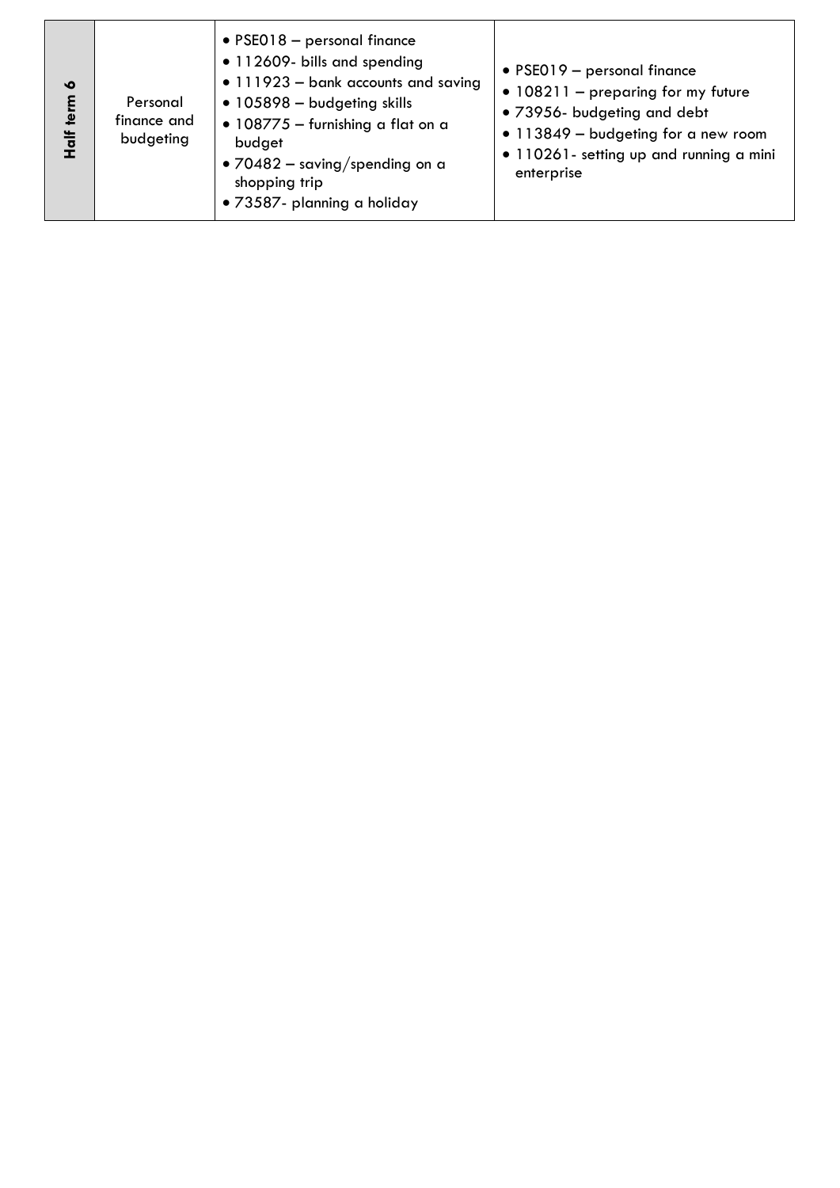| | | | |
|---|---|---|---|
| **Half term 6** | Personal finance and budgeting | • PSE018 – personal finance<br>• 112609- bills and spending<br>• 111923 – bank accounts and saving<br>• 105898 – budgeting skills<br>• 108775 – furnishing a flat on a budget<br>• 70482 – saving/spending on a shopping trip<br>• 73587- planning a holiday | • PSE019 – personal finance<br>• 108211 – preparing for my future<br>• 73956- budgeting and debt<br>• 113849 – budgeting for a new room<br>• 110261- setting up and running a mini enterprise |